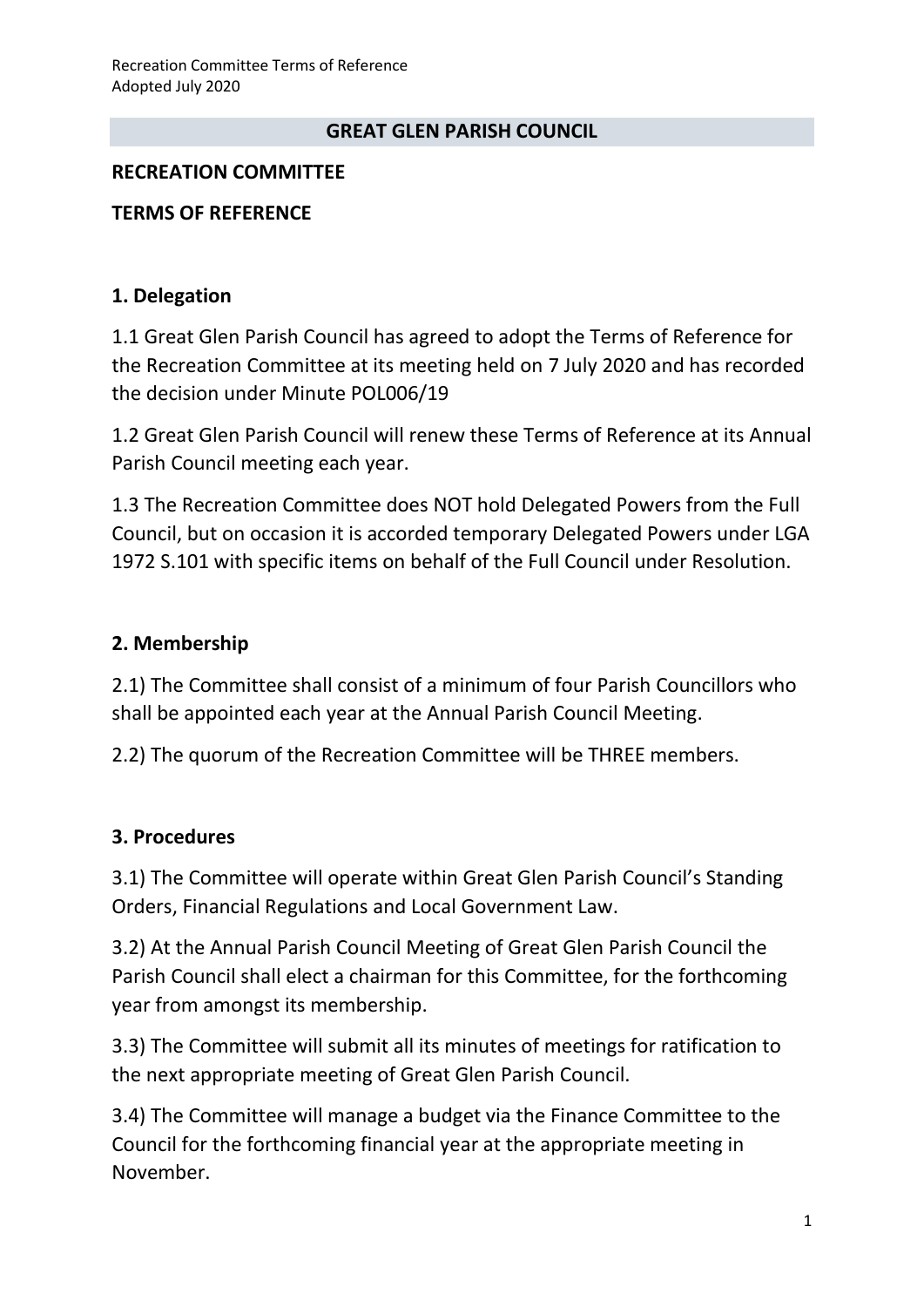# GREAT GLEN PARISH COUNCIL

## RECREATION COMMITTEE

## TERMS OF REFERENCE

### 1. Delegation

1.1 Great Glen Parish Council has agreed to adopt the Terms of Reference for the Recreation Committee at its meeting held on 7 July 2020 and has recorded the decision under Minute POL006/19

1.2 Great Glen Parish Council will renew these Terms of Reference at its Annual Parish Council meeting each year.

1.3 The Recreation Committee does NOT hold Delegated Powers from the Full Council, but on occasion it is accorded temporary Delegated Powers under LGA 1972 S.101 with specific items on behalf of the Full Council under Resolution.

### 2. Membership

2.1) The Committee shall consist of a minimum of four Parish Councillors who shall be appointed each year at the Annual Parish Council Meeting.

2.2) The quorum of the Recreation Committee will be THREE members.

### 3. Procedures

3.1) The Committee will operate within Great Glen Parish Council's Standing Orders, Financial Regulations and Local Government Law.

3.2) At the Annual Parish Council Meeting of Great Glen Parish Council the Parish Council shall elect a chairman for this Committee, for the forthcoming year from amongst its membership.

3.3) The Committee will submit all its minutes of meetings for ratification to the next appropriate meeting of Great Glen Parish Council.

3.4) The Committee will manage a budget via the Finance Committee to the Council for the forthcoming financial year at the appropriate meeting in November.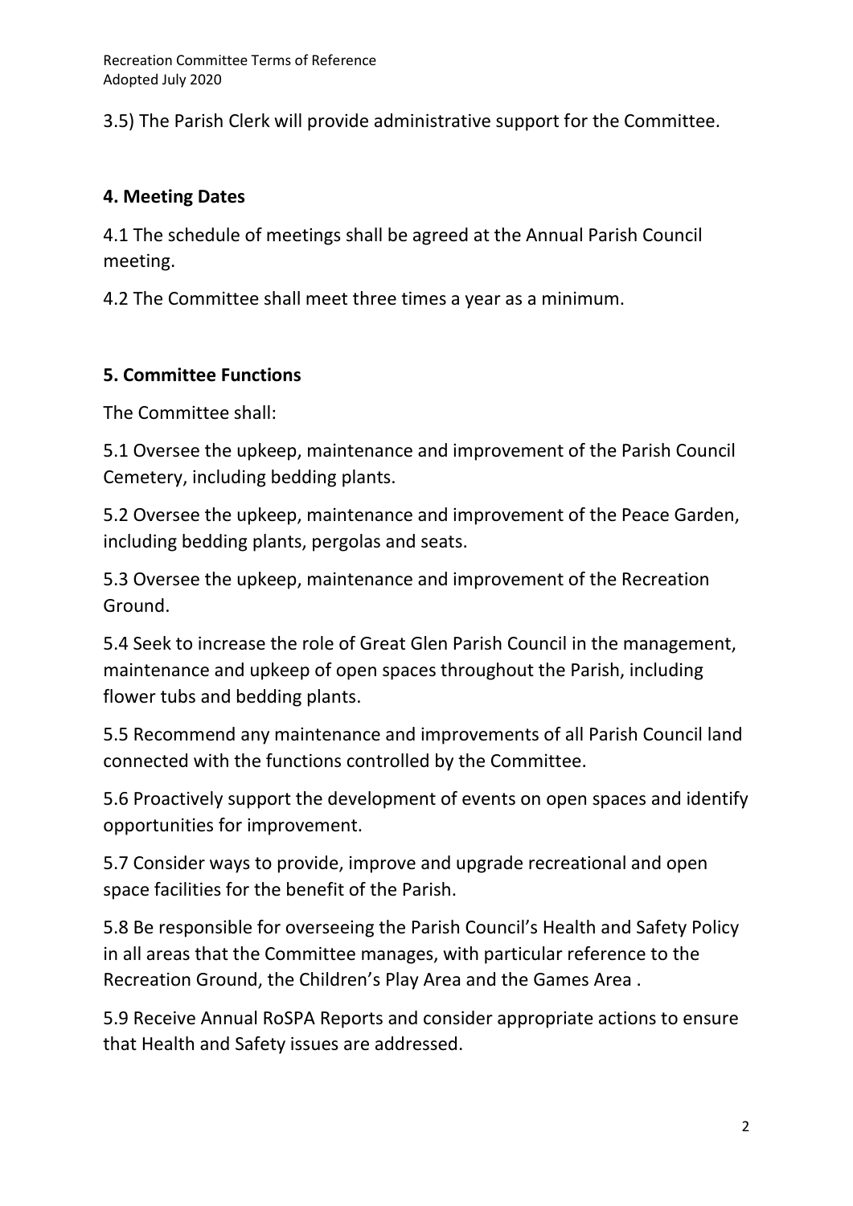3.5) The Parish Clerk will provide administrative support for the Committee.

## 4. Meeting Dates

4.1 The schedule of meetings shall be agreed at the Annual Parish Council meeting.

4.2 The Committee shall meet three times a year as a minimum.

## 5. Committee Functions

The Committee shall:

5.1 Oversee the upkeep, maintenance and improvement of the Parish Council Cemetery, including bedding plants.

5.2 Oversee the upkeep, maintenance and improvement of the Peace Garden, including bedding plants, pergolas and seats.

5.3 Oversee the upkeep, maintenance and improvement of the Recreation Ground.

5.4 Seek to increase the role of Great Glen Parish Council in the management, maintenance and upkeep of open spaces throughout the Parish, including flower tubs and bedding plants.

5.5 Recommend any maintenance and improvements of all Parish Council land connected with the functions controlled by the Committee.

5.6 Proactively support the development of events on open spaces and identify opportunities for improvement.

5.7 Consider ways to provide, improve and upgrade recreational and open space facilities for the benefit of the Parish.

5.8 Be responsible for overseeing the Parish Council's Health and Safety Policy in all areas that the Committee manages, with particular reference to the Recreation Ground, the Children's Play Area and the Games Area .

5.9 Receive Annual RoSPA Reports and consider appropriate actions to ensure that Health and Safety issues are addressed.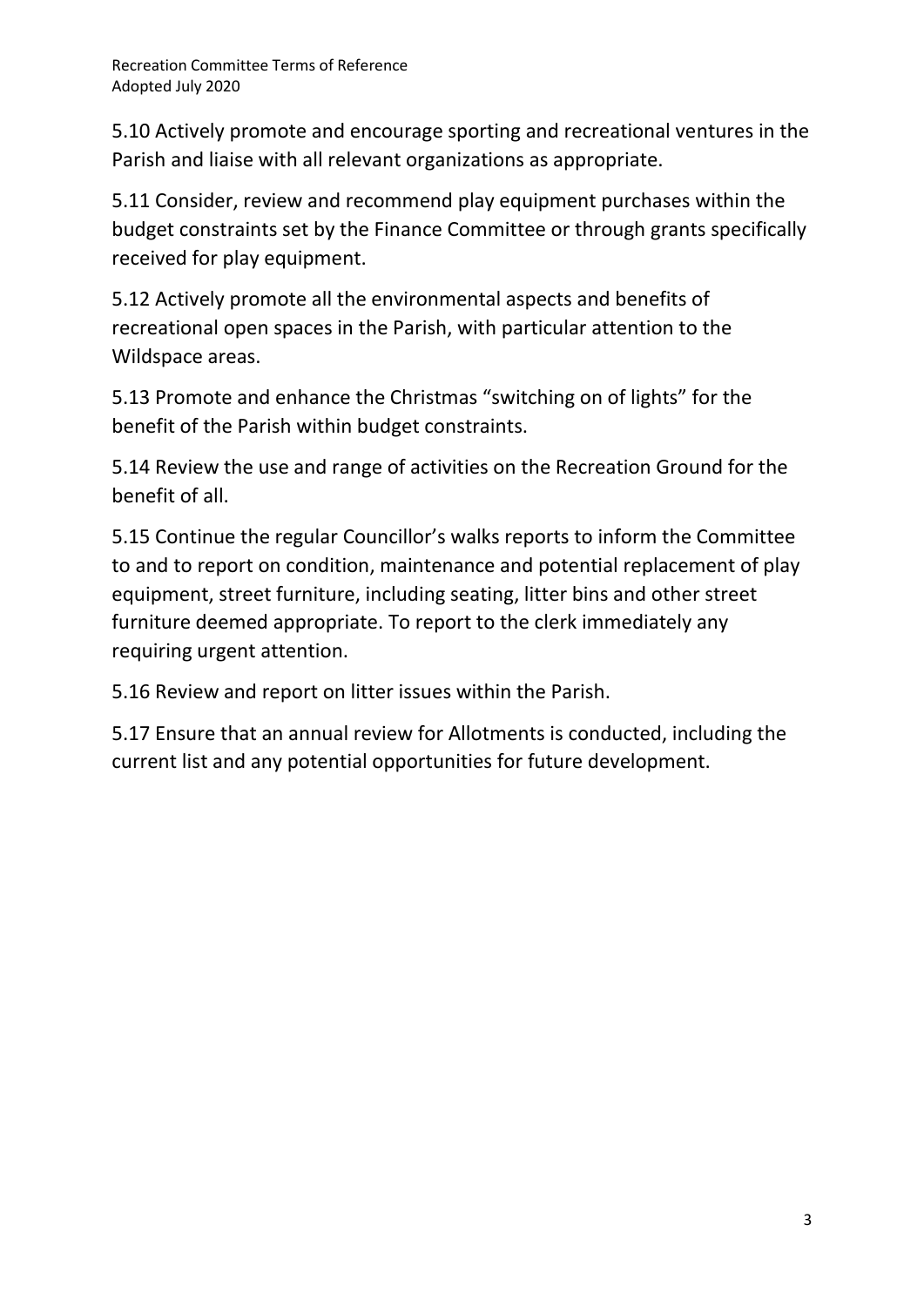5.10 Actively promote and encourage sporting and recreational ventures in the Parish and liaise with all relevant organizations as appropriate.

5.11 Consider, review and recommend play equipment purchases within the budget constraints set by the Finance Committee or through grants specifically received for play equipment.

5.12 Actively promote all the environmental aspects and benefits of recreational open spaces in the Parish, with particular attention to the Wildspace areas.

5.13 Promote and enhance the Christmas "switching on of lights" for the benefit of the Parish within budget constraints.

5.14 Review the use and range of activities on the Recreation Ground for the benefit of all.

5.15 Continue the regular Councillor's walks reports to inform the Committee to and to report on condition, maintenance and potential replacement of play equipment, street furniture, including seating, litter bins and other street furniture deemed appropriate. To report to the clerk immediately any requiring urgent attention.

5.16 Review and report on litter issues within the Parish.

5.17 Ensure that an annual review for Allotments is conducted, including the current list and any potential opportunities for future development.